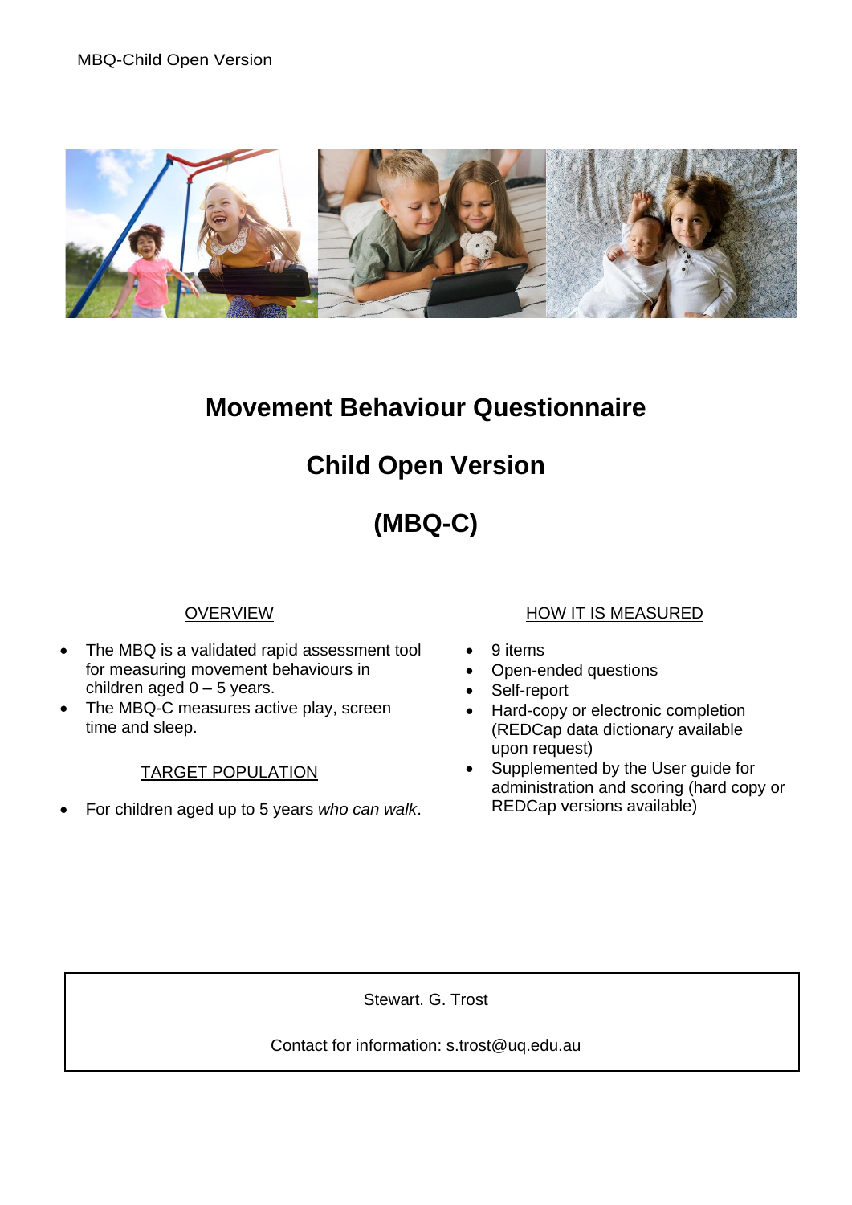# Movement Behaviour Questionnaire

# Child Open Version

# (MBQ-C)

## OVERVIEW

- The MBQ is a validated rapid assessment tool for measuring movement behaviours in children aged 0 – 5 years.
- The MBQ-C measures active play, screen time and sleep.

## TARGET POPULATION

- For children aged up to 5 years *who can walk*.

## HOW IT IS MEASURED

- 9 items
- Open-ended questions
- Self-report
- Hard-copy or electronic completion (REDCap data dictionary available upon request)
- Supplemented by the User guide for administration and scoring (hard copy or REDCap versions available)

Stewart. G. Trost

Contact for information: s.trost@uq.edu.au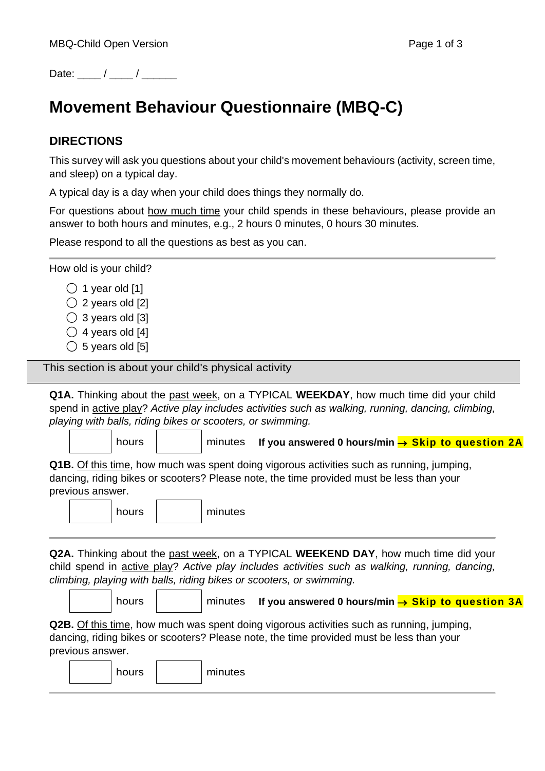Date: ____ / ____ / ______

# Movement Behaviour Questionnaire (MBQ-C)

## DIRECTIONS

This survey will ask you questions about your child's movement behaviours (activity, screen time, and sleep) on a typical day.

A typical day is a day when your child does things they normally do.

For questions about how much time your child spends in these behaviours, please provide an answer to both hours and minutes, e.g., 2 hours 0 minutes, 0 hours 30 minutes.

Please respond to all the questions as best as you can.

---

How old is your child?

- ◯ 1 year old [1]
- ◯ 2 years old [2]
- ◯ 3 years old [3]
- ◯ 4 years old [4]
- ◯ 5 years old [5]

## This section is about your child's physical activity

**Q1A.** Thinking about the past week, on a TYPICAL **WEEKDAY**, how much time did your child spend in active play? *Active play includes activities such as walking, running, dancing, climbing, playing with balls, riding bikes or scooters, or swimming.*

[ ] hours [ ] minutes **If you answered 0 hours/min → Skip to question 2A**

**Q1B.** Of this time, how much was spent doing vigorous activities such as running, jumping, dancing, riding bikes or scooters? Please note, the time provided must be less than your previous answer.

[ ] hours [ ] minutes

---

**Q2A.** Thinking about the past week, on a TYPICAL **WEEKEND DAY**, how much time did your child spend in active play? *Active play includes activities such as walking, running, dancing, climbing, playing with balls, riding bikes or scooters, or swimming.*

[ ] hours [ ] minutes **If you answered 0 hours/min → Skip to question 3A**

**Q2B.** Of this time, how much was spent doing vigorous activities such as running, jumping, dancing, riding bikes or scooters? Please note, the time provided must be less than your previous answer.

[ ] hours [ ] minutes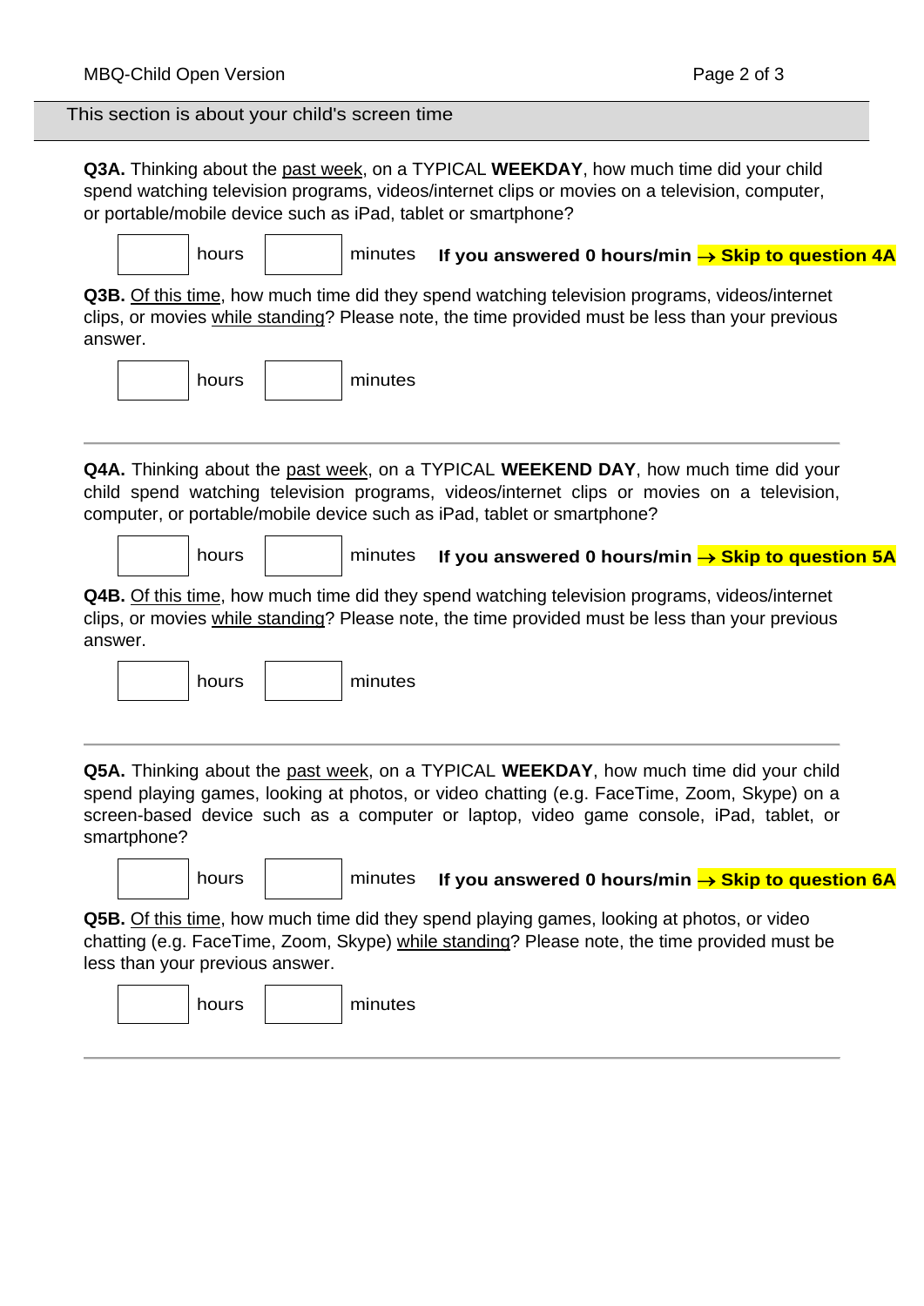## This section is about your child's screen time

**Q3A.** Thinking about the <u>past week</u>, on a TYPICAL **WEEKDAY**, how much time did your child spend watching television programs, videos/internet clips or movies on a television, computer, or portable/mobile device such as iPad, tablet or smartphone?

\_\_\_\_ hours \_\_\_\_ minutes **If you answered 0 hours/min → Skip to question 4A**

**Q3B.** <u>Of this time</u>, how much time did they spend watching television programs, videos/internet clips, or movies <u>while standing</u>? Please note, the time provided must be less than your previous answer.

\_\_\_\_ hours \_\_\_\_ minutes

---

**Q4A.** Thinking about the <u>past week</u>, on a TYPICAL **WEEKEND DAY**, how much time did your child spend watching television programs, videos/internet clips or movies on a television, computer, or portable/mobile device such as iPad, tablet or smartphone?

\_\_\_\_ hours \_\_\_\_ minutes **If you answered 0 hours/min → Skip to question 5A**

**Q4B.** <u>Of this time</u>, how much time did they spend watching television programs, videos/internet clips, or movies <u>while standing</u>? Please note, the time provided must be less than your previous answer.

\_\_\_\_ hours \_\_\_\_ minutes

---

**Q5A.** Thinking about the <u>past week</u>, on a TYPICAL **WEEKDAY**, how much time did your child spend playing games, looking at photos, or video chatting (e.g. FaceTime, Zoom, Skype) on a screen-based device such as a computer or laptop, video game console, iPad, tablet, or smartphone?

\_\_\_\_ hours \_\_\_\_ minutes **If you answered 0 hours/min → Skip to question 6A**

**Q5B.** <u>Of this time</u>, how much time did they spend playing games, looking at photos, or video chatting (e.g. FaceTime, Zoom, Skype) <u>while standing</u>? Please note, the time provided must be less than your previous answer.

\_\_\_\_ hours \_\_\_\_ minutes

---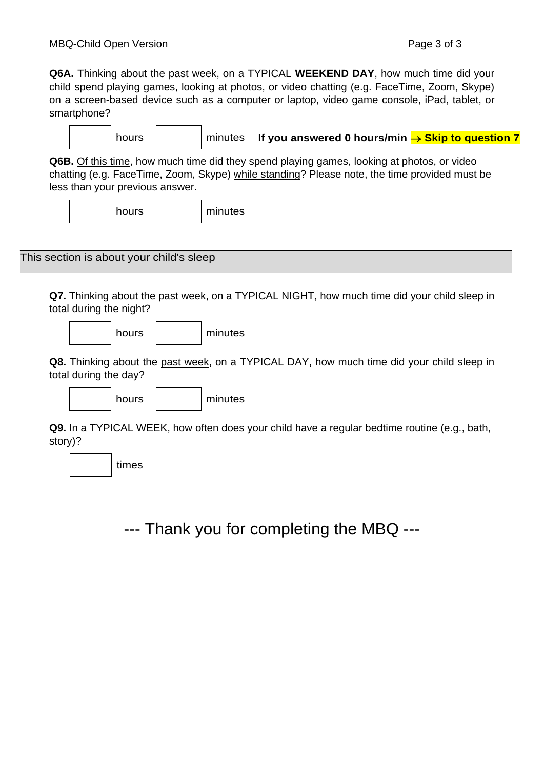**Q6A.** Thinking about the past week, on a TYPICAL **WEEKEND DAY**, how much time did your child spend playing games, looking at photos, or video chatting (e.g. FaceTime, Zoom, Skype) on a screen-based device such as a computer or laptop, video game console, iPad, tablet, or smartphone?

[ ] hours [ ] minutes **If you answered 0 hours/min → Skip to question 7**

**Q6B.** Of this time, how much time did they spend playing games, looking at photos, or video chatting (e.g. FaceTime, Zoom, Skype) while standing? Please note, the time provided must be less than your previous answer.

[ ] hours [ ] minutes

## This section is about your child's sleep

**Q7.** Thinking about the past week, on a TYPICAL NIGHT, how much time did your child sleep in total during the night?

[ ] hours [ ] minutes

**Q8.** Thinking about the past week, on a TYPICAL DAY, how much time did your child sleep in total during the day?

[ ] hours [ ] minutes

**Q9.** In a TYPICAL WEEK, how often does your child have a regular bedtime routine (e.g., bath, story)?

[ ] times

--- Thank you for completing the MBQ ---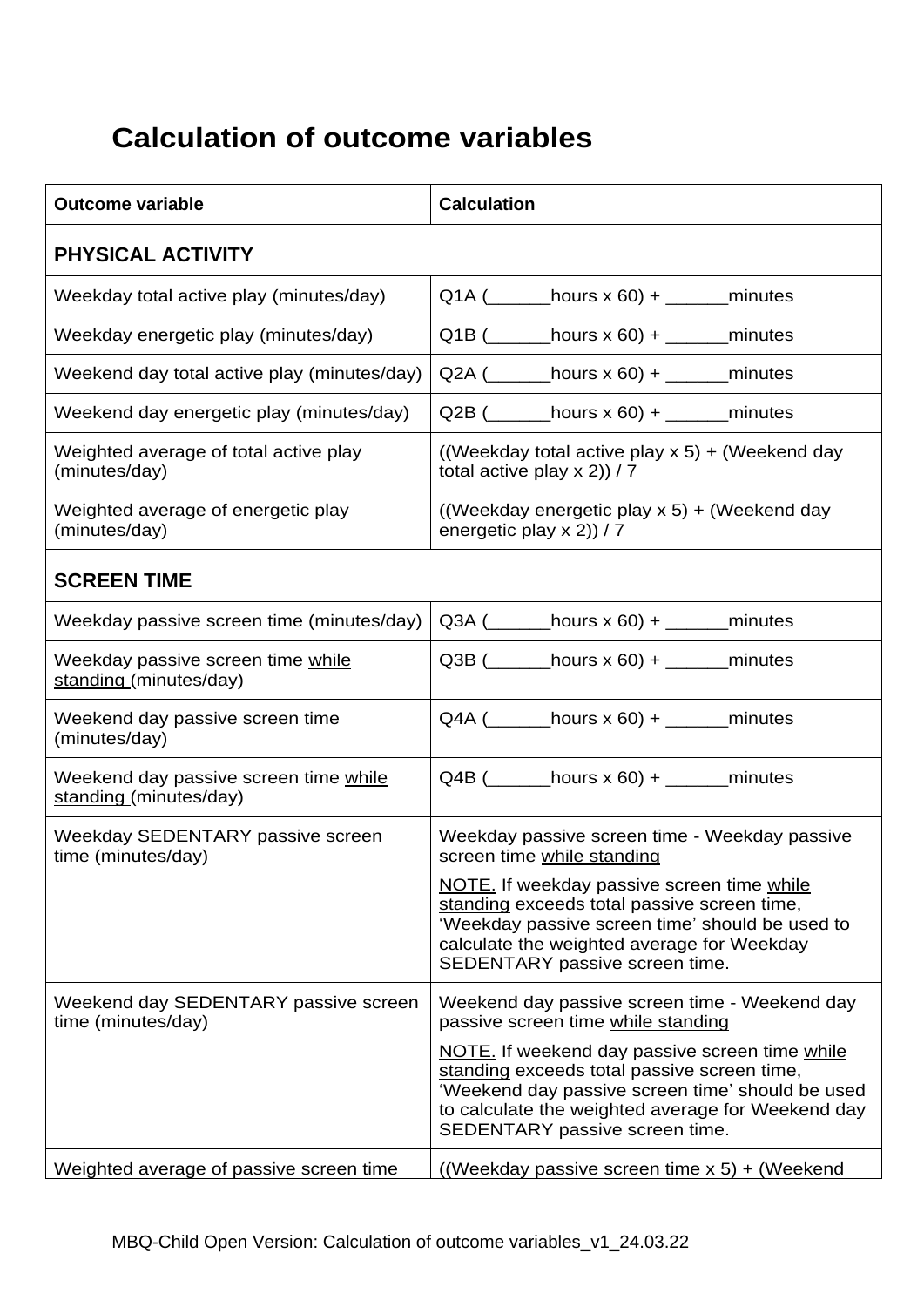# Calculation of outcome variables

| Outcome variable | Calculation |
|---|---|
| **PHYSICAL ACTIVITY** | |
| Weekday total active play (minutes/day) | Q1A (______hours x 60) + ______minutes |
| Weekday energetic play (minutes/day) | Q1B (______hours x 60) + ______minutes |
| Weekend day total active play (minutes/day) | Q2A (______hours x 60) + ______minutes |
| Weekend day energetic play (minutes/day) | Q2B (______hours x 60) + ______minutes |
| Weighted average of total active play (minutes/day) | ((Weekday total active play x 5) + (Weekend day total active play x 2)) / 7 |
| Weighted average of energetic play (minutes/day) | ((Weekday energetic play x 5) + (Weekend day energetic play x 2)) / 7 |
| **SCREEN TIME** | |
| Weekday passive screen time (minutes/day) | Q3A (______hours x 60) + ______minutes |
| Weekday passive screen time while standing (minutes/day) | Q3B (______hours x 60) + ______minutes |
| Weekend day passive screen time (minutes/day) | Q4A (______hours x 60) + ______minutes |
| Weekend day passive screen time while standing (minutes/day) | Q4B (______hours x 60) + ______minutes |
| Weekday SEDENTARY passive screen time (minutes/day) | Weekday passive screen time - Weekday passive screen time while standing<br><br>NOTE. If weekday passive screen time while standing exceeds total passive screen time, 'Weekday passive screen time' should be used to calculate the weighted average for Weekday SEDENTARY passive screen time. |
| Weekend day SEDENTARY passive screen time (minutes/day) | Weekend day passive screen time - Weekend day passive screen time while standing<br><br>NOTE. If weekend day passive screen time while standing exceeds total passive screen time, 'Weekend day passive screen time' should be used to calculate the weighted average for Weekend day SEDENTARY passive screen time. |
| Weighted average of passive screen time | ((Weekday passive screen time x 5) + (Weekend |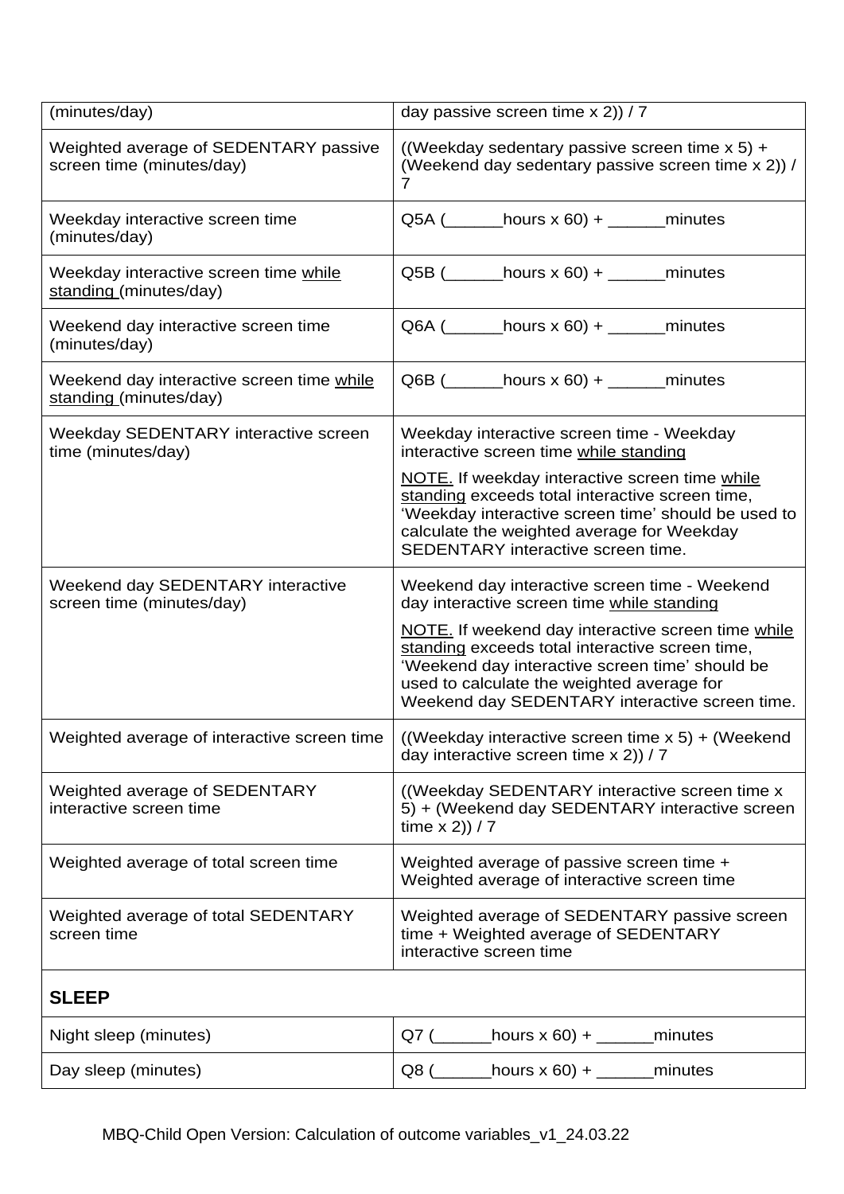| | |
|---|---|
| (minutes/day) | day passive screen time x 2)) / 7 |
| Weighted average of SEDENTARY passive screen time (minutes/day) | ((Weekday sedentary passive screen time x 5) + (Weekend day sedentary passive screen time x 2)) / 7 |
| Weekday interactive screen time (minutes/day) | Q5A (______hours x 60) + ______minutes |
| Weekday interactive screen time <u>while standing</u> (minutes/day) | Q5B (______hours x 60) + ______minutes |
| Weekend day interactive screen time (minutes/day) | Q6A (______hours x 60) + ______minutes |
| Weekend day interactive screen time <u>while standing</u> (minutes/day) | Q6B (______hours x 60) + ______minutes |
| Weekday SEDENTARY interactive screen time (minutes/day) | Weekday interactive screen time - Weekday interactive screen time <u>while standing</u><br><br><u>NOTE.</u> If weekday interactive screen time <u>while standing</u> exceeds total interactive screen time, 'Weekday interactive screen time' should be used to calculate the weighted average for Weekday SEDENTARY interactive screen time. |
| Weekend day SEDENTARY interactive screen time (minutes/day) | Weekend day interactive screen time - Weekend day interactive screen time <u>while standing</u><br><br><u>NOTE.</u> If weekend day interactive screen time <u>while standing</u> exceeds total interactive screen time, 'Weekend day interactive screen time' should be used to calculate the weighted average for Weekend day SEDENTARY interactive screen time. |
| Weighted average of interactive screen time | ((Weekday interactive screen time x 5) + (Weekend day interactive screen time x 2)) / 7 |
| Weighted average of SEDENTARY interactive screen time | ((Weekday SEDENTARY interactive screen time x 5) + (Weekend day SEDENTARY interactive screen time x 2)) / 7 |
| Weighted average of total screen time | Weighted average of passive screen time + Weighted average of interactive screen time |
| Weighted average of total SEDENTARY screen time | Weighted average of SEDENTARY passive screen time + Weighted average of SEDENTARY interactive screen time |
| **SLEEP** | |
| Night sleep (minutes) | Q7 (______hours x 60) + ______minutes |
| Day sleep (minutes) | Q8 (______hours x 60) + ______minutes |

MBQ-Child Open Version: Calculation of outcome variables_v1_24.03.22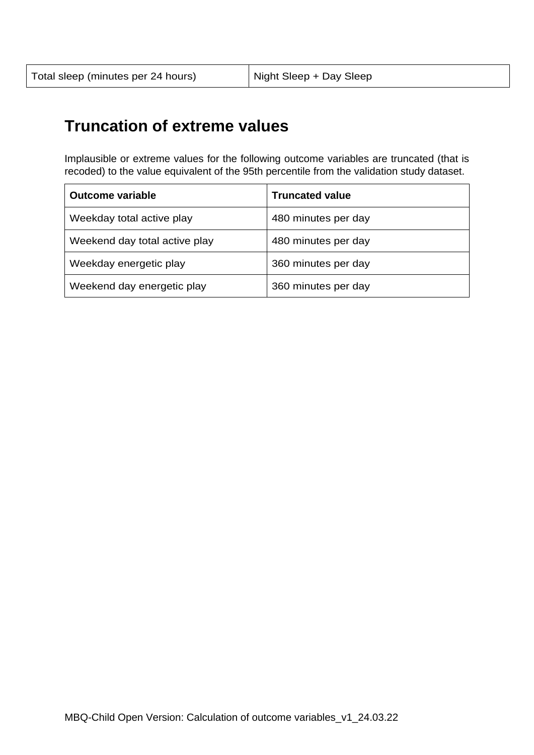| Total sleep (minutes per 24 hours) | Night Sleep + Day Sleep |
|---|---|

## Truncation of extreme values

Implausible or extreme values for the following outcome variables are truncated (that is recoded) to the value equivalent of the 95th percentile from the validation study dataset.

| Outcome variable | Truncated value |
|---|---|
| Weekday total active play | 480 minutes per day |
| Weekend day total active play | 480 minutes per day |
| Weekday energetic play | 360 minutes per day |
| Weekend day energetic play | 360 minutes per day |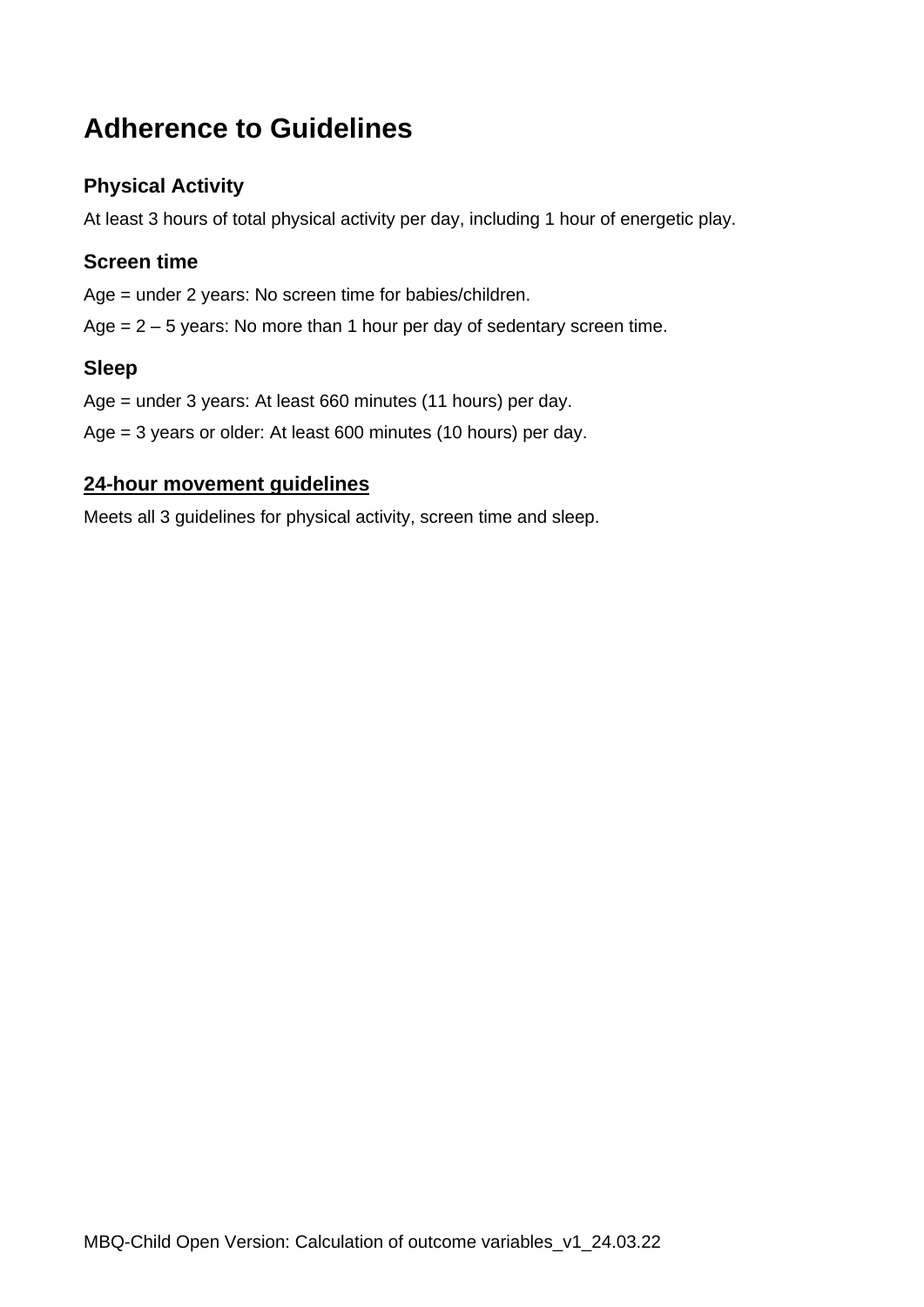# Adherence to Guidelines

## Physical Activity

At least 3 hours of total physical activity per day, including 1 hour of energetic play.

## Screen time

Age = under 2 years: No screen time for babies/children.

Age = 2 – 5 years: No more than 1 hour per day of sedentary screen time.

## Sleep

Age = under 3 years: At least 660 minutes (11 hours) per day.

Age = 3 years or older: At least 600 minutes (10 hours) per day.

## 24-hour movement guidelines

Meets all 3 guidelines for physical activity, screen time and sleep.